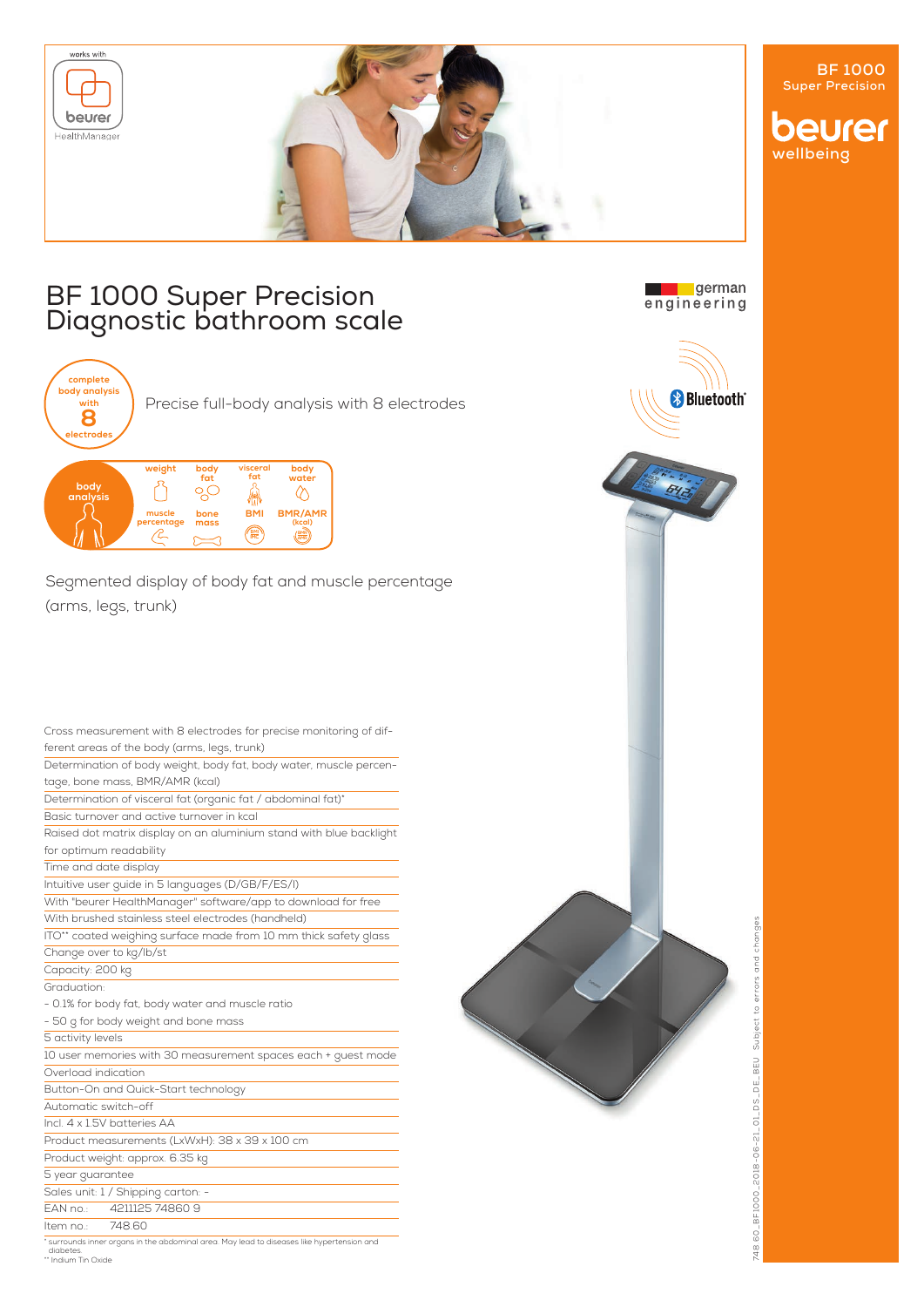works with beurer HealthManager

**BF 1000**
**Super Precision**

beurer wellbeing

# BF 1000 Super Precision Diagnostic bathroom scale

german engineering

Bluetooth®

complete body analysis with 8 electrodes

Precise full-body analysis with 8 electrodes

body analysis: weight, body fat, visceral fat, body water, muscle percentage, bone mass, BMI, BMR/AMR (kcal)

Segmented display of body fat and muscle percentage (arms, legs, trunk)

- Cross measurement with 8 electrodes for precise monitoring of different areas of the body (arms, legs, trunk)
- Determination of body weight, body fat, body water, muscle percentage, bone mass, BMR/AMR (kcal)
- Determination of visceral fat (organic fat / abdominal fat)*
- Basic turnover and active turnover in kcal
- Raised dot matrix display on an aluminium stand with blue backlight for optimum readability
- Time and date display
- Intuitive user guide in 5 languages (D/GB/F/ES/I)
- With "beurer HealthManager" software/app to download for free
- With brushed stainless steel electrodes (handheld)
- ITO** coated weighing surface made from 10 mm thick safety glass
- Change over to kg/lb/st
- Capacity: 200 kg
- Graduation:
  - 0.1% for body fat, body water and muscle ratio
  - 50 g for body weight and bone mass
- 5 activity levels
- 10 user memories with 30 measurement spaces each + guest mode
- Overload indication
- Button-On and Quick-Start technology
- Automatic switch-off
- Incl. 4 x 1.5V batteries AA
- Product measurements (LxWxH): 38 x 39 x 100 cm
- Product weight: approx. 6.35 kg
- 5 year guarantee
- Sales unit: 1 / Shipping carton: -
- EAN no.: 4211125 74860 9
- Item no.: 748.60

\* surrounds inner organs in the abdominal area. May lead to diseases like hypertension and diabetes.
\*\* Indium Tin Oxide

748.60_BF1000_2018-06-21_01_DS_DE_BEU Subject to errors and changes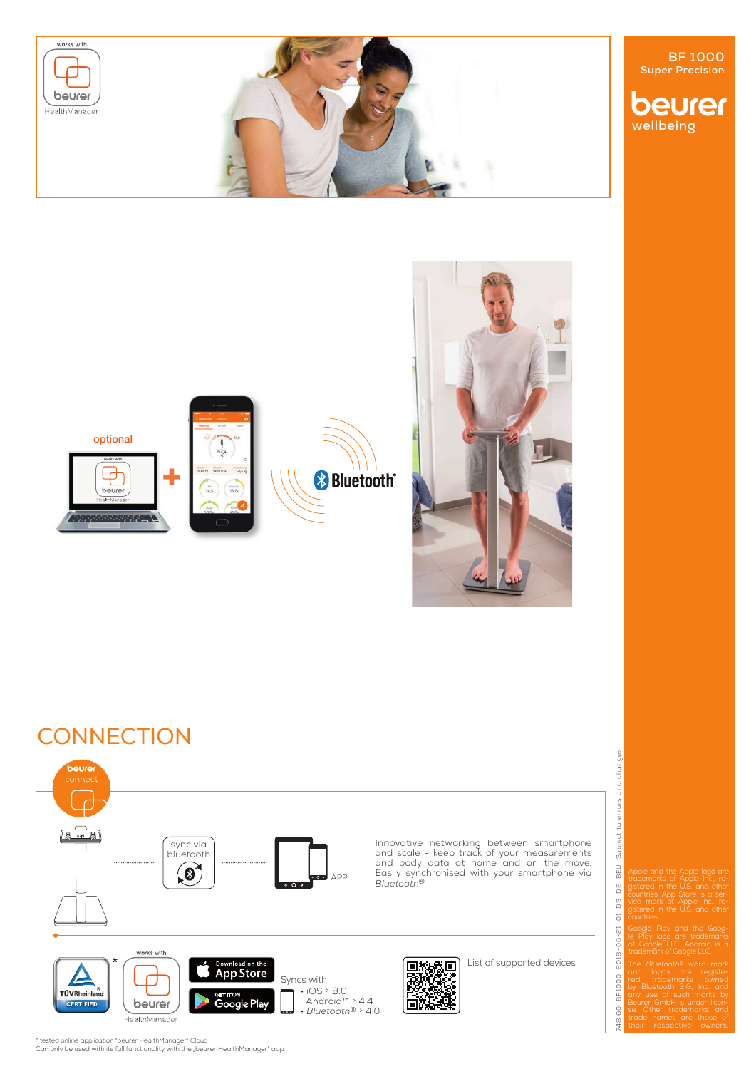works with

beurer HealthManager

**BF 1000**
**Super Precision**

beurer wellbeing

optional

works with beurer HealthManager

Bluetooth®

## CONNECTION

beurer connect

sync via bluetooth

APP

Innovative networking between smartphone and scale - keep track of your measurements and body data at home and on the move. Easily synchronised with your smartphone via *Bluetooth*®

TÜVRheinland® CERTIFIED *

works with beurer HealthManager

Download on the App Store

GET IT ON Google Play

Syncs with
- iOS ≥ 8.0
- Android™ ≥ 4.4
- *Bluetooth*® ≥ 4.0

List of supported devices

Apple and the Apple logo are trademarks of Apple Inc., registered in the U.S. and other countries. App Store is a service mark of Apple Inc., registered in the U.S. and other countries.

Google Play and the Google Play logo are trademarks of Google LLC. Android is a trademark of Google LLC.

The *Bluetooth*® word mark and logos are registered trademarks owned by Bluetooth SIG, Inc. and any use of such marks by Beurer GmbH is under license. Other trademarks and trade names are those of their respective owners.

748.60_BF1000_2018-06-21_01_DS_DE_BEU Subject to errors and changes

* tested online application "beurer HealthManager" Cloud
Can only be used with its full functionality with the „beurer HealthManager" app.